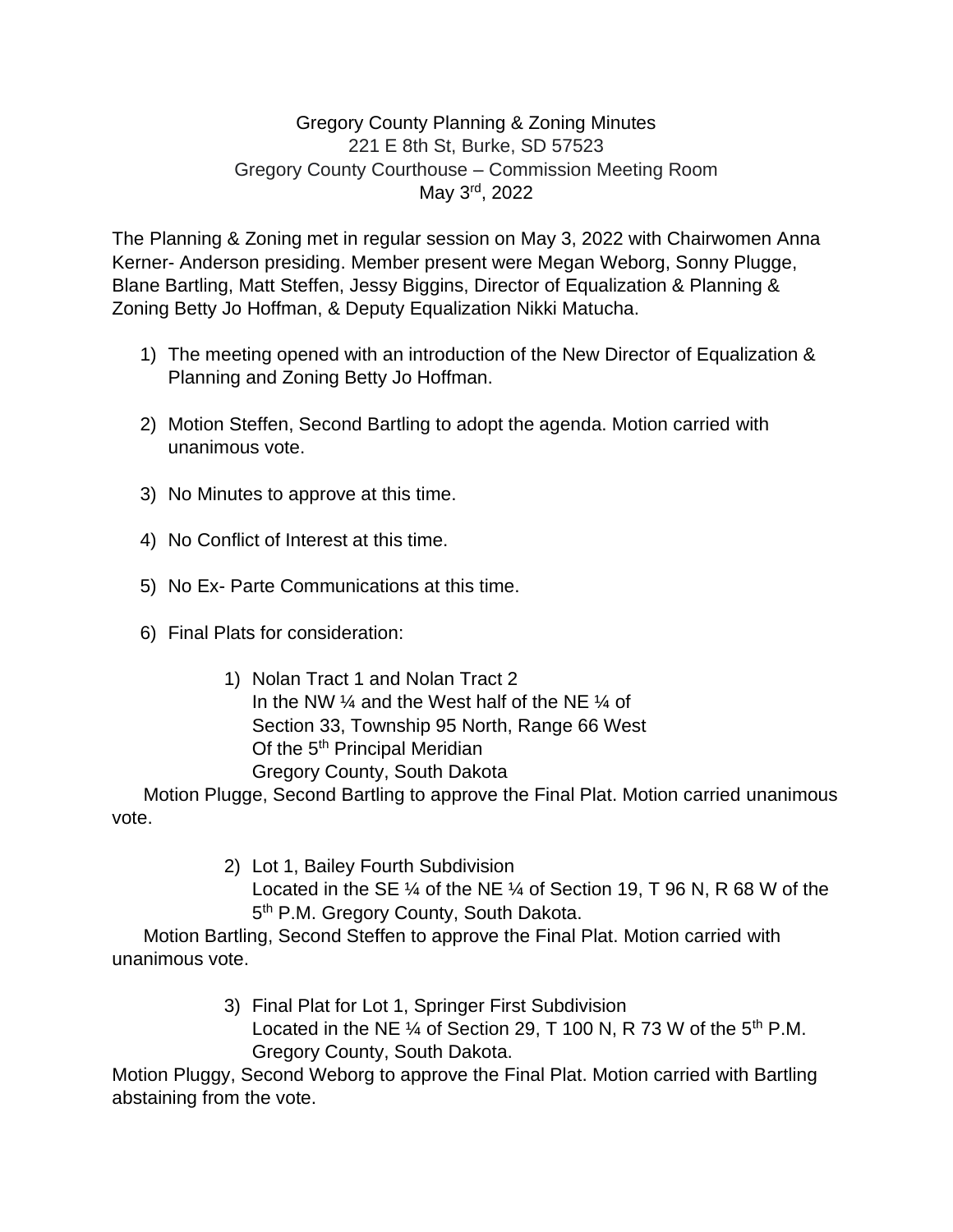Gregory County Planning & Zoning Minutes
221 E 8th St, Burke, SD 57523
Gregory County Courthouse – Commission Meeting Room
May 3rd, 2022

The Planning & Zoning met in regular session on May 3, 2022 with Chairwomen Anna Kerner- Anderson presiding. Member present were Megan Weborg, Sonny Plugge, Blane Bartling, Matt Steffen, Jessy Biggins, Director of Equalization & Planning & Zoning Betty Jo Hoffman, & Deputy Equalization Nikki Matucha.

1) The meeting opened with an introduction of the New Director of Equalization & Planning and Zoning Betty Jo Hoffman.

2) Motion Steffen, Second Bartling to adopt the agenda. Motion carried with unanimous vote.

3) No Minutes to approve at this time.

4) No Conflict of Interest at this time.

5) No Ex- Parte Communications at this time.

6) Final Plats for consideration:

    1) Nolan Tract 1 and Nolan Tract 2
       In the NW ¼ and the West half of the NE ¼ of
       Section 33, Township 95 North, Range 66 West
       Of the 5th Principal Meridian
       Gregory County, South Dakota

   Motion Plugge, Second Bartling to approve the Final Plat. Motion carried unanimous vote.

    2) Lot 1, Bailey Fourth Subdivision
       Located in the SE ¼ of the NE ¼ of Section 19, T 96 N, R 68 W of the 5th P.M. Gregory County, South Dakota.

   Motion Bartling, Second Steffen to approve the Final Plat. Motion carried with unanimous vote.

    3) Final Plat for Lot 1, Springer First Subdivision
       Located in the NE ¼ of Section 29, T 100 N, R 73 W of the 5th P.M. Gregory County, South Dakota.

Motion Pluggy, Second Weborg to approve the Final Plat. Motion carried with Bartling abstaining from the vote.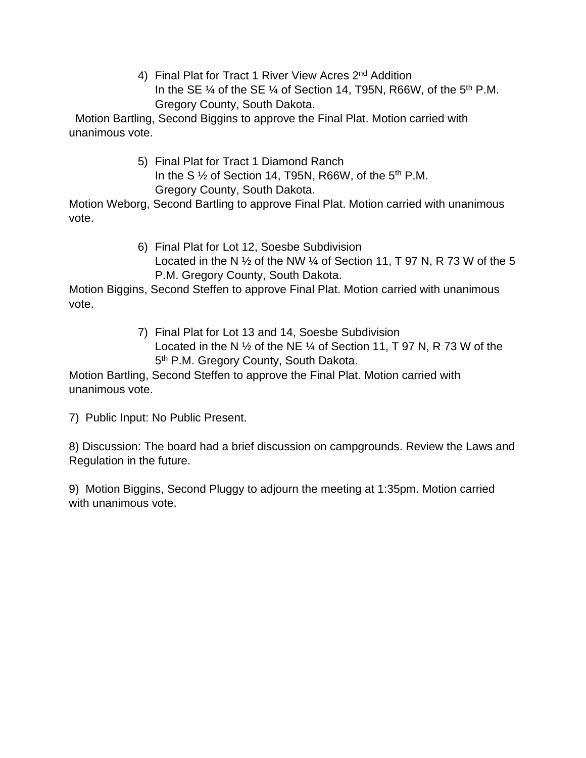4) Final Plat for Tract 1 River View Acres 2nd Addition
   In the SE ¼ of the SE ¼ of Section 14, T95N, R66W, of the 5th P.M.
   Gregory County, South Dakota.

Motion Bartling, Second Biggins to approve the Final Plat. Motion carried with unanimous vote.

5) Final Plat for Tract 1 Diamond Ranch
   In the S ½ of Section 14, T95N, R66W, of the 5th P.M.
   Gregory County, South Dakota.

Motion Weborg, Second Bartling to approve Final Plat. Motion carried with unanimous vote.

6) Final Plat for Lot 12, Soesbe Subdivision
   Located in the N ½ of the NW ¼ of Section 11, T 97 N, R 73 W of the 5 P.M. Gregory County, South Dakota.

Motion Biggins, Second Steffen to approve Final Plat. Motion carried with unanimous vote.

7) Final Plat for Lot 13 and 14, Soesbe Subdivision
   Located in the N ½ of the NE ¼ of Section 11, T 97 N, R 73 W of the 5th P.M. Gregory County, South Dakota.

Motion Bartling, Second Steffen to approve the Final Plat. Motion carried with unanimous vote.

7) Public Input: No Public Present.

8) Discussion: The board had a brief discussion on campgrounds. Review the Laws and Regulation in the future.

9) Motion Biggins, Second Pluggy to adjourn the meeting at 1:35pm. Motion carried with unanimous vote.